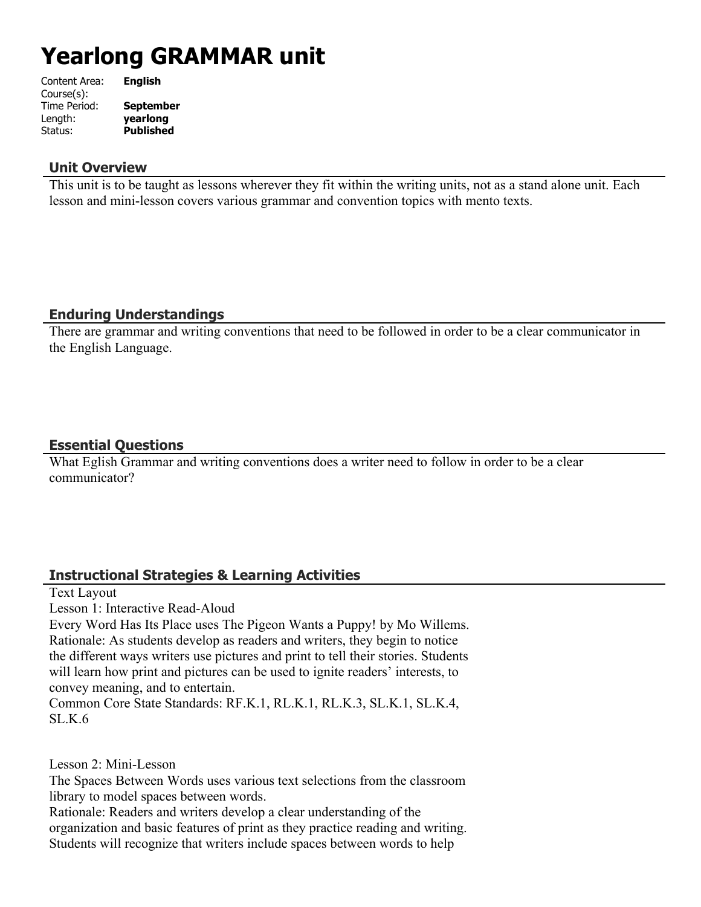# Yearlong GRAMMAR unit

Content Area: **English**
Course(s):
Time Period: **September**
Length: **yearlong**
Status: **Published**

## Unit Overview

This unit is to be taught as lessons wherever they fit within the writing units, not as a stand alone unit. Each lesson and mini-lesson covers various grammar and convention topics with mento texts.

## Enduring Understandings

There are grammar and writing conventions that need to be followed in order to be a clear communicator in the English Language.

## Essential Questions

What Eglish Grammar and writing conventions does a writer need to follow in order to be a clear communicator?

## Instructional Strategies & Learning Activities

Text Layout
Lesson 1: Interactive Read-Aloud
Every Word Has Its Place uses The Pigeon Wants a Puppy! by Mo Willems.
Rationale: As students develop as readers and writers, they begin to notice the different ways writers use pictures and print to tell their stories. Students will learn how print and pictures can be used to ignite readers' interests, to convey meaning, and to entertain.
Common Core State Standards: RF.K.1, RL.K.1, RL.K.3, SL.K.1, SL.K.4, SL.K.6

Lesson 2: Mini-Lesson
The Spaces Between Words uses various text selections from the classroom library to model spaces between words.
Rationale: Readers and writers develop a clear understanding of the organization and basic features of print as they practice reading and writing. Students will recognize that writers include spaces between words to help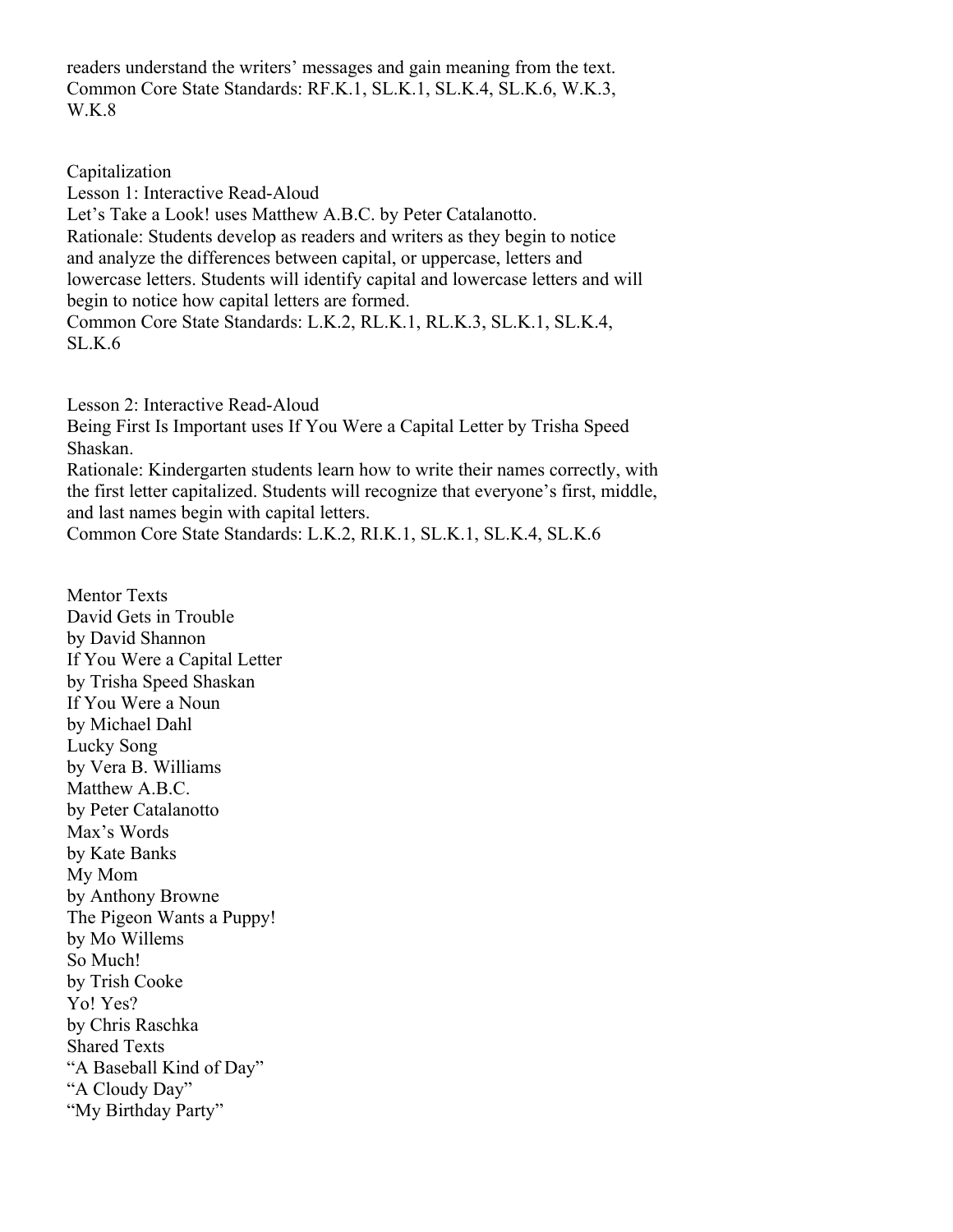readers understand the writers' messages and gain meaning from the text.
Common Core State Standards: RF.K.1, SL.K.1, SL.K.4, SL.K.6, W.K.3, W.K.8

## Capitalization

### Lesson 1: Interactive Read-Aloud

Let's Take a Look! uses Matthew A.B.C. by Peter Catalanotto.

Rationale: Students develop as readers and writers as they begin to notice and analyze the differences between capital, or uppercase, letters and lowercase letters. Students will identify capital and lowercase letters and will begin to notice how capital letters are formed.

Common Core State Standards: L.K.2, RL.K.1, RL.K.3, SL.K.1, SL.K.4, SL.K.6

### Lesson 2: Interactive Read-Aloud

Being First Is Important uses If You Were a Capital Letter by Trisha Speed Shaskan.

Rationale: Kindergarten students learn how to write their names correctly, with the first letter capitalized. Students will recognize that everyone's first, middle, and last names begin with capital letters.

Common Core State Standards: L.K.2, RI.K.1, SL.K.1, SL.K.4, SL.K.6

### Mentor Texts

David Gets in Trouble
by David Shannon
If You Were a Capital Letter
by Trisha Speed Shaskan
If You Were a Noun
by Michael Dahl
Lucky Song
by Vera B. Williams
Matthew A.B.C.
by Peter Catalanotto
Max's Words
by Kate Banks
My Mom
by Anthony Browne
The Pigeon Wants a Puppy!
by Mo Willems
So Much!
by Trish Cooke
Yo! Yes?
by Chris Raschka

### Shared Texts

"A Baseball Kind of Day"
"A Cloudy Day"
"My Birthday Party"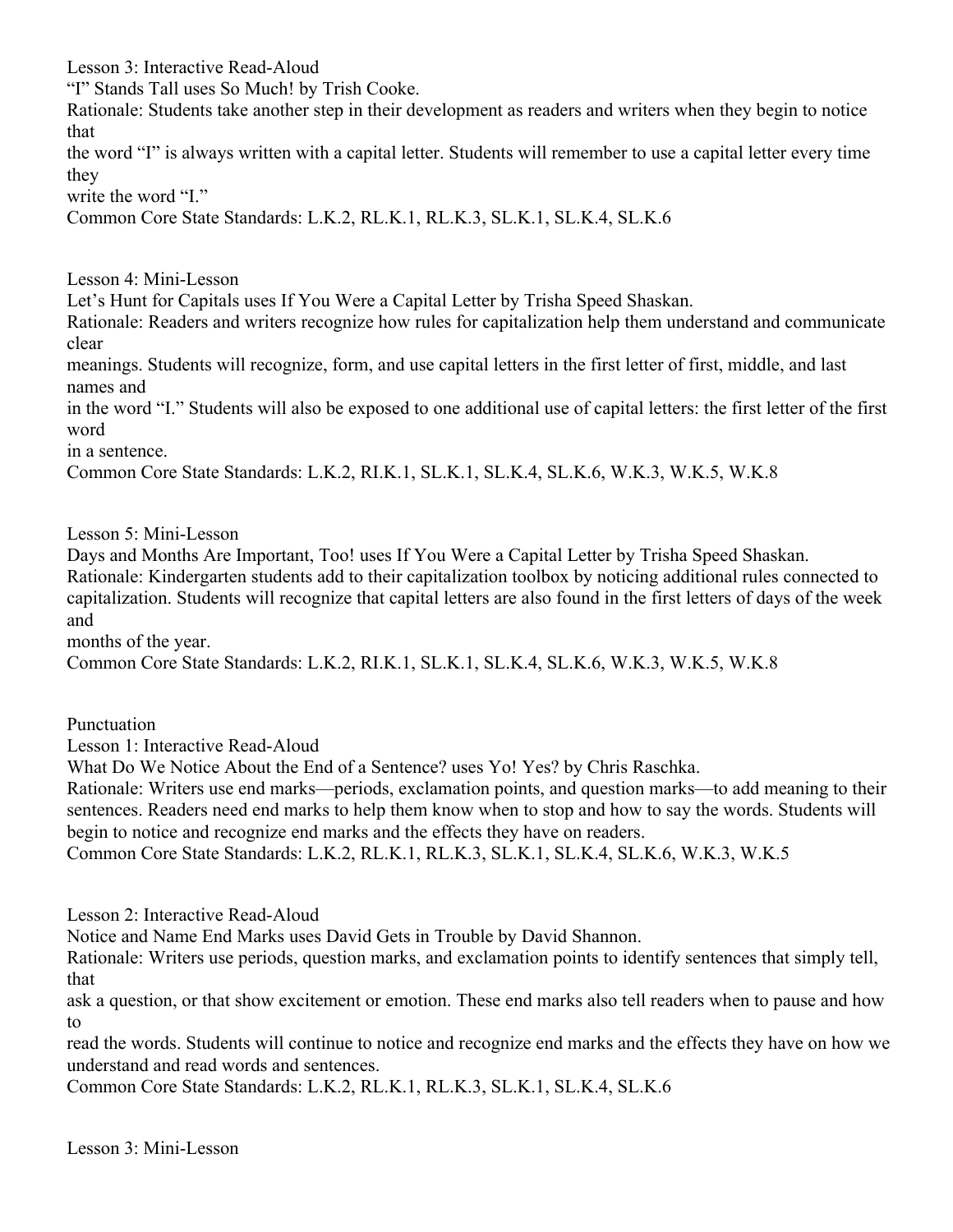Lesson 3: Interactive Read-Aloud

"I" Stands Tall uses So Much! by Trish Cooke.

Rationale: Students take another step in their development as readers and writers when they begin to notice that the word "I" is always written with a capital letter. Students will remember to use a capital letter every time they write the word "I."

Common Core State Standards: L.K.2, RL.K.1, RL.K.3, SL.K.1, SL.K.4, SL.K.6

Lesson 4: Mini-Lesson

Let's Hunt for Capitals uses If You Were a Capital Letter by Trisha Speed Shaskan.

Rationale: Readers and writers recognize how rules for capitalization help them understand and communicate clear meanings. Students will recognize, form, and use capital letters in the first letter of first, middle, and last names and in the word "I." Students will also be exposed to one additional use of capital letters: the first letter of the first word in a sentence.

Common Core State Standards: L.K.2, RI.K.1, SL.K.1, SL.K.4, SL.K.6, W.K.3, W.K.5, W.K.8

Lesson 5: Mini-Lesson

Days and Months Are Important, Too! uses If You Were a Capital Letter by Trisha Speed Shaskan.

Rationale: Kindergarten students add to their capitalization toolbox by noticing additional rules connected to capitalization. Students will recognize that capital letters are also found in the first letters of days of the week and months of the year.

Common Core State Standards: L.K.2, RI.K.1, SL.K.1, SL.K.4, SL.K.6, W.K.3, W.K.5, W.K.8

Punctuation

Lesson 1: Interactive Read-Aloud

What Do We Notice About the End of a Sentence? uses Yo! Yes? by Chris Raschka.

Rationale: Writers use end marks—periods, exclamation points, and question marks—to add meaning to their sentences. Readers need end marks to help them know when to stop and how to say the words. Students will begin to notice and recognize end marks and the effects they have on readers.

Common Core State Standards: L.K.2, RL.K.1, RL.K.3, SL.K.1, SL.K.4, SL.K.6, W.K.3, W.K.5

Lesson 2: Interactive Read-Aloud

Notice and Name End Marks uses David Gets in Trouble by David Shannon.

Rationale: Writers use periods, question marks, and exclamation points to identify sentences that simply tell, that ask a question, or that show excitement or emotion. These end marks also tell readers when to pause and how to read the words. Students will continue to notice and recognize end marks and the effects they have on how we understand and read words and sentences.

Common Core State Standards: L.K.2, RL.K.1, RL.K.3, SL.K.1, SL.K.4, SL.K.6

Lesson 3: Mini-Lesson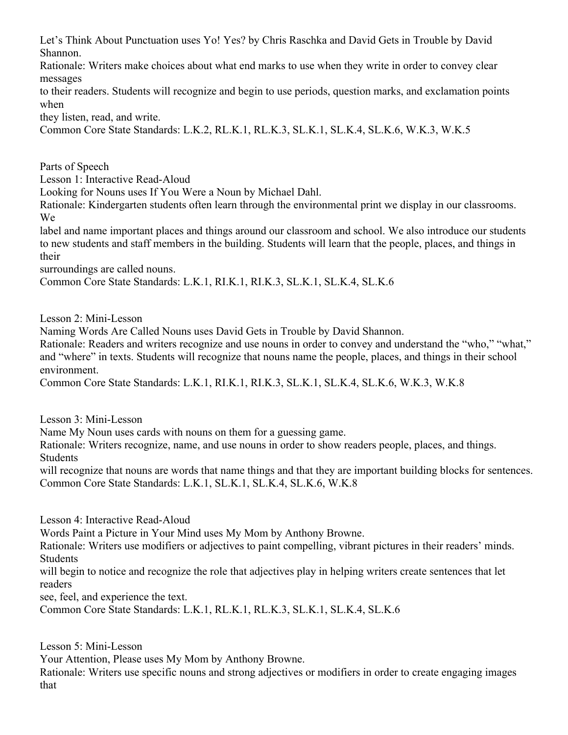Let's Think About Punctuation uses Yo! Yes? by Chris Raschka and David Gets in Trouble by David Shannon.
Rationale: Writers make choices about what end marks to use when they write in order to convey clear messages to their readers. Students will recognize and begin to use periods, question marks, and exclamation points when they listen, read, and write.
Common Core State Standards: L.K.2, RL.K.1, RL.K.3, SL.K.1, SL.K.4, SL.K.6, W.K.3, W.K.5

Parts of Speech
Lesson 1: Interactive Read-Aloud
Looking for Nouns uses If You Were a Noun by Michael Dahl.
Rationale: Kindergarten students often learn through the environmental print we display in our classrooms. We label and name important places and things around our classroom and school. We also introduce our students to new students and staff members in the building. Students will learn that the people, places, and things in their surroundings are called nouns.
Common Core State Standards: L.K.1, RI.K.1, RI.K.3, SL.K.1, SL.K.4, SL.K.6

Lesson 2: Mini-Lesson
Naming Words Are Called Nouns uses David Gets in Trouble by David Shannon.
Rationale: Readers and writers recognize and use nouns in order to convey and understand the "who," "what," and "where" in texts. Students will recognize that nouns name the people, places, and things in their school environment.
Common Core State Standards: L.K.1, RI.K.1, RI.K.3, SL.K.1, SL.K.4, SL.K.6, W.K.3, W.K.8

Lesson 3: Mini-Lesson
Name My Noun uses cards with nouns on them for a guessing game.
Rationale: Writers recognize, name, and use nouns in order to show readers people, places, and things. Students will recognize that nouns are words that name things and that they are important building blocks for sentences.
Common Core State Standards: L.K.1, SL.K.1, SL.K.4, SL.K.6, W.K.8

Lesson 4: Interactive Read-Aloud
Words Paint a Picture in Your Mind uses My Mom by Anthony Browne.
Rationale: Writers use modifiers or adjectives to paint compelling, vibrant pictures in their readers' minds. Students will begin to notice and recognize the role that adjectives play in helping writers create sentences that let readers see, feel, and experience the text.
Common Core State Standards: L.K.1, RL.K.1, RL.K.3, SL.K.1, SL.K.4, SL.K.6

Lesson 5: Mini-Lesson
Your Attention, Please uses My Mom by Anthony Browne.
Rationale: Writers use specific nouns and strong adjectives or modifiers in order to create engaging images that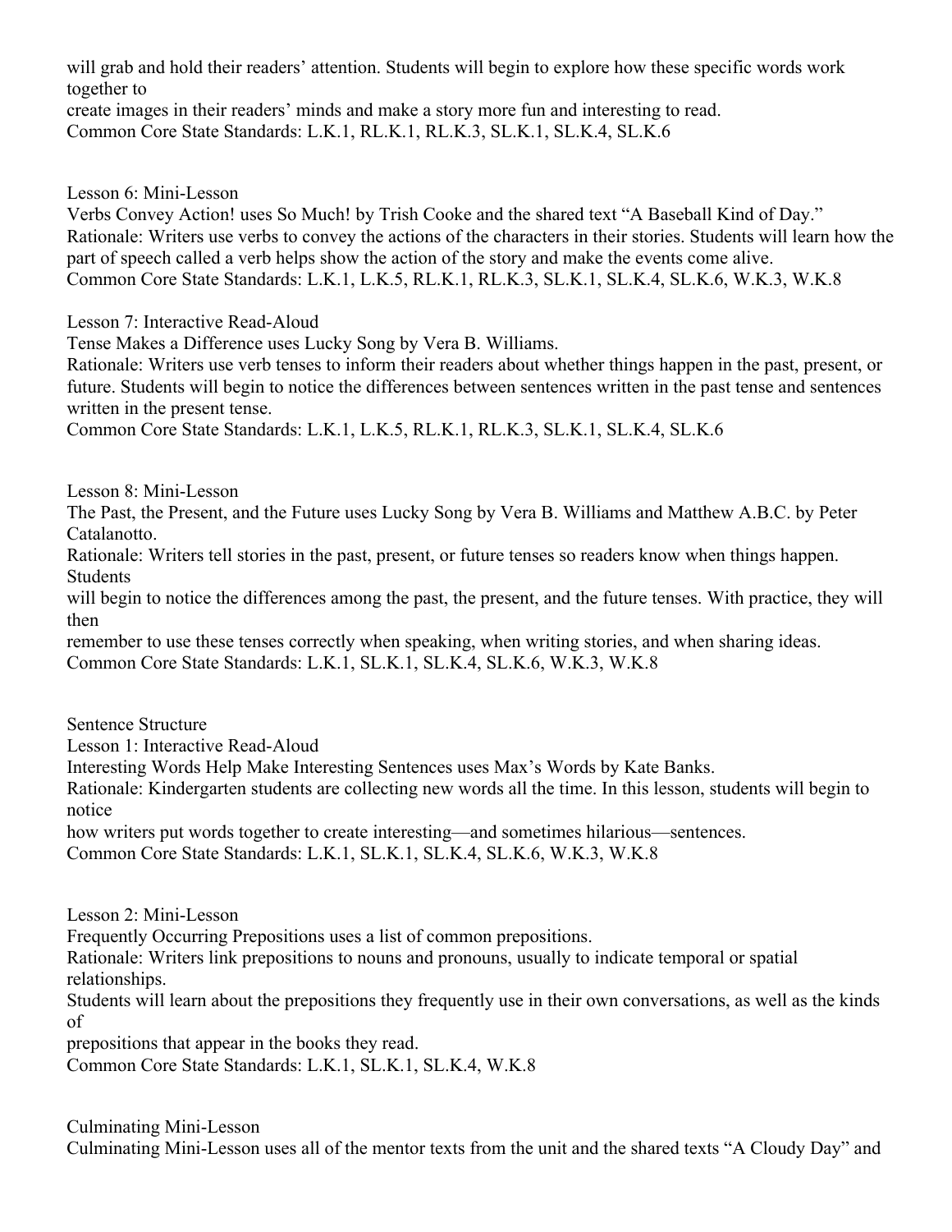will grab and hold their readers' attention. Students will begin to explore how these specific words work together to
create images in their readers' minds and make a story more fun and interesting to read.
Common Core State Standards: L.K.1, RL.K.1, RL.K.3, SL.K.1, SL.K.4, SL.K.6

Lesson 6: Mini-Lesson
Verbs Convey Action! uses So Much! by Trish Cooke and the shared text "A Baseball Kind of Day."
Rationale: Writers use verbs to convey the actions of the characters in their stories. Students will learn how the part of speech called a verb helps show the action of the story and make the events come alive.
Common Core State Standards: L.K.1, L.K.5, RL.K.1, RL.K.3, SL.K.1, SL.K.4, SL.K.6, W.K.3, W.K.8

Lesson 7: Interactive Read-Aloud
Tense Makes a Difference uses Lucky Song by Vera B. Williams.
Rationale: Writers use verb tenses to inform their readers about whether things happen in the past, present, or future. Students will begin to notice the differences between sentences written in the past tense and sentences written in the present tense.
Common Core State Standards: L.K.1, L.K.5, RL.K.1, RL.K.3, SL.K.1, SL.K.4, SL.K.6

Lesson 8: Mini-Lesson
The Past, the Present, and the Future uses Lucky Song by Vera B. Williams and Matthew A.B.C. by Peter Catalanotto.
Rationale: Writers tell stories in the past, present, or future tenses so readers know when things happen. Students
will begin to notice the differences among the past, the present, and the future tenses. With practice, they will then
remember to use these tenses correctly when speaking, when writing stories, and when sharing ideas.
Common Core State Standards: L.K.1, SL.K.1, SL.K.4, SL.K.6, W.K.3, W.K.8

Sentence Structure
Lesson 1: Interactive Read-Aloud
Interesting Words Help Make Interesting Sentences uses Max's Words by Kate Banks.
Rationale: Kindergarten students are collecting new words all the time. In this lesson, students will begin to notice
how writers put words together to create interesting—and sometimes hilarious—sentences.
Common Core State Standards: L.K.1, SL.K.1, SL.K.4, SL.K.6, W.K.3, W.K.8

Lesson 2: Mini-Lesson
Frequently Occurring Prepositions uses a list of common prepositions.
Rationale: Writers link prepositions to nouns and pronouns, usually to indicate temporal or spatial relationships.
Students will learn about the prepositions they frequently use in their own conversations, as well as the kinds of
prepositions that appear in the books they read.
Common Core State Standards: L.K.1, SL.K.1, SL.K.4, W.K.8

Culminating Mini-Lesson
Culminating Mini-Lesson uses all of the mentor texts from the unit and the shared texts "A Cloudy Day" and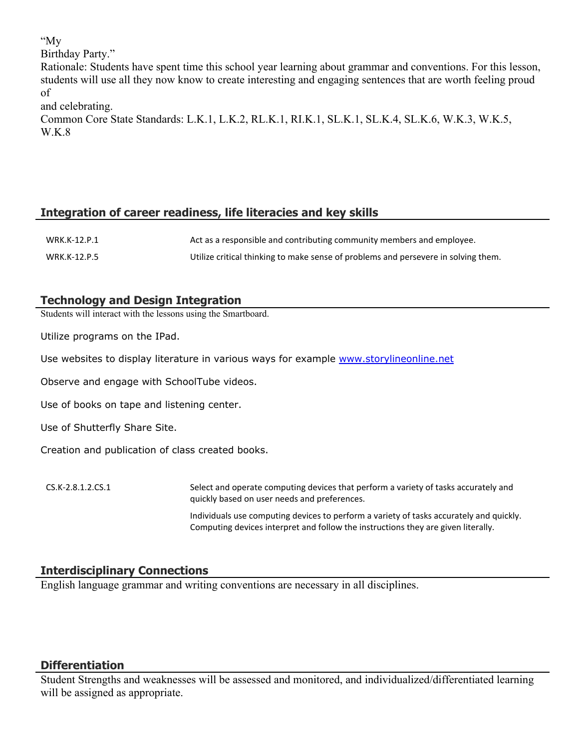"My
Birthday Party."
Rationale: Students have spent time this school year learning about grammar and conventions. For this lesson, students will use all they now know to create interesting and engaging sentences that are worth feeling proud of
and celebrating.
Common Core State Standards: L.K.1, L.K.2, RL.K.1, RI.K.1, SL.K.1, SL.K.4, SL.K.6, W.K.3, W.K.5, W.K.8

## Integration of career readiness, life literacies and key skills

| | |
|---|---|
| WRK.K-12.P.1 | Act as a responsible and contributing community members and employee. |
| WRK.K-12.P.5 | Utilize critical thinking to make sense of problems and persevere in solving them. |

## Technology and Design Integration

Students will interact with the lessons using the Smartboard.

Utilize programs on the IPad.

Use websites to display literature in various ways for example www.storylineonline.net

Observe and engage with SchoolTube videos.

Use of books on tape and listening center.

Use of Shutterfly Share Site.

Creation and publication of class created books.

| | |
|---|---|
| CS.K-2.8.1.2.CS.1 | Select and operate computing devices that perform a variety of tasks accurately and quickly based on user needs and preferences. |
| | Individuals use computing devices to perform a variety of tasks accurately and quickly. Computing devices interpret and follow the instructions they are given literally. |

## Interdisciplinary Connections

English language grammar and writing conventions are necessary in all disciplines.

## Differentiation

Student Strengths and weaknesses will be assessed and monitored, and individualized/differentiated learning will be assigned as appropriate.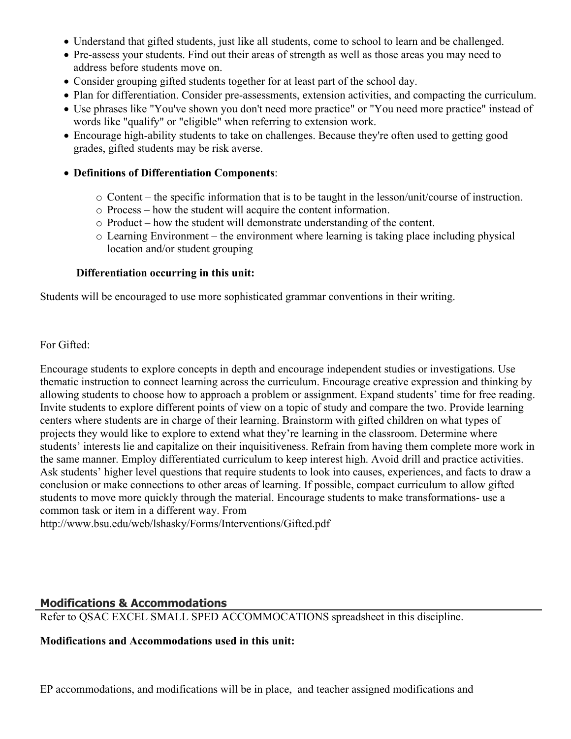- Understand that gifted students, just like all students, come to school to learn and be challenged.
- Pre-assess your students. Find out their areas of strength as well as those areas you may need to address before students move on.
- Consider grouping gifted students together for at least part of the school day.
- Plan for differentiation. Consider pre-assessments, extension activities, and compacting the curriculum.
- Use phrases like "You've shown you don't need more practice" or "You need more practice" instead of words like "qualify" or "eligible" when referring to extension work.
- Encourage high-ability students to take on challenges. Because they're often used to getting good grades, gifted students may be risk averse.
- **Definitions of Differentiation Components**:
    - Content – the specific information that is to be taught in the lesson/unit/course of instruction.
    - Process – how the student will acquire the content information.
    - Product – how the student will demonstrate understanding of the content.
    - Learning Environment – the environment where learning is taking place including physical location and/or student grouping

**Differentiation occurring in this unit:**

Students will be encouraged to use more sophisticated grammar conventions in their writing.

For Gifted:

Encourage students to explore concepts in depth and encourage independent studies or investigations. Use thematic instruction to connect learning across the curriculum. Encourage creative expression and thinking by allowing students to choose how to approach a problem or assignment. Expand students' time for free reading. Invite students to explore different points of view on a topic of study and compare the two. Provide learning centers where students are in charge of their learning. Brainstorm with gifted children on what types of projects they would like to explore to extend what they're learning in the classroom. Determine where students' interests lie and capitalize on their inquisitiveness. Refrain from having them complete more work in the same manner. Employ differentiated curriculum to keep interest high. Avoid drill and practice activities. Ask students' higher level questions that require students to look into causes, experiences, and facts to draw a conclusion or make connections to other areas of learning. If possible, compact curriculum to allow gifted students to move more quickly through the material. Encourage students to make transformations- use a common task or item in a different way. From http://www.bsu.edu/web/lshasky/Forms/Interventions/Gifted.pdf

## Modifications & Accommodations

Refer to QSAC EXCEL SMALL SPED ACCOMMOCATIONS spreadsheet in this discipline.

**Modifications and Accommodations used in this unit:**

EP accommodations, and modifications will be in place, and teacher assigned modifications and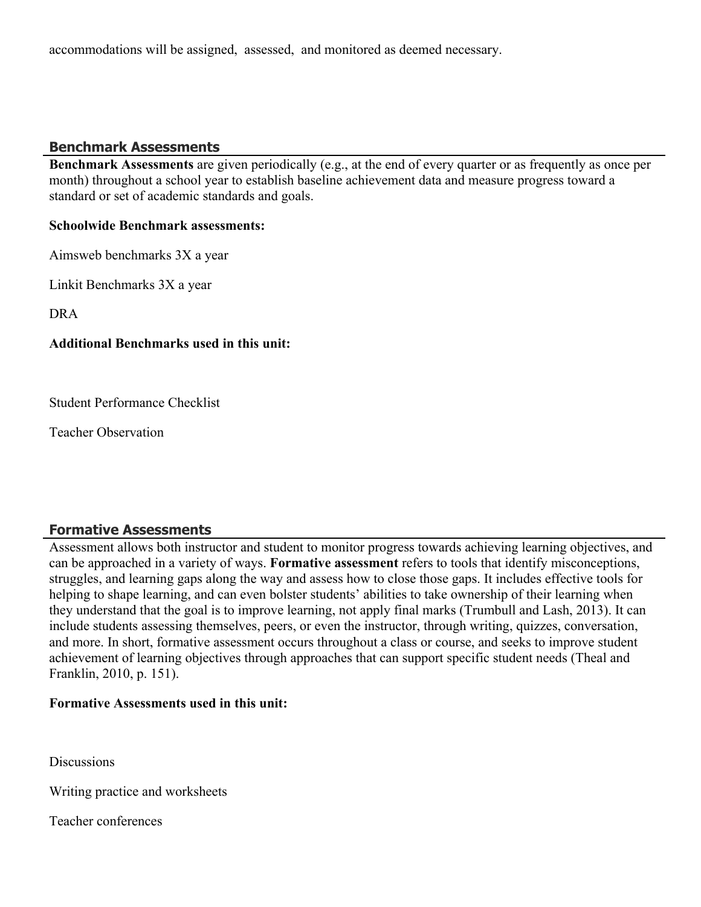accommodations will be assigned, assessed, and monitored as deemed necessary.

## Benchmark Assessments

**Benchmark Assessments** are given periodically (e.g., at the end of every quarter or as frequently as once per month) throughout a school year to establish baseline achievement data and measure progress toward a standard or set of academic standards and goals.

**Schoolwide Benchmark assessments:**

Aimsweb benchmarks 3X a year

Linkit Benchmarks 3X a year

DRA

**Additional Benchmarks used in this unit:**

Student Performance Checklist

Teacher Observation

## Formative Assessments

Assessment allows both instructor and student to monitor progress towards achieving learning objectives, and can be approached in a variety of ways. **Formative assessment** refers to tools that identify misconceptions, struggles, and learning gaps along the way and assess how to close those gaps. It includes effective tools for helping to shape learning, and can even bolster students' abilities to take ownership of their learning when they understand that the goal is to improve learning, not apply final marks (Trumbull and Lash, 2013). It can include students assessing themselves, peers, or even the instructor, through writing, quizzes, conversation, and more. In short, formative assessment occurs throughout a class or course, and seeks to improve student achievement of learning objectives through approaches that can support specific student needs (Theal and Franklin, 2010, p. 151).

**Formative Assessments used in this unit:**

Discussions

Writing practice and worksheets

Teacher conferences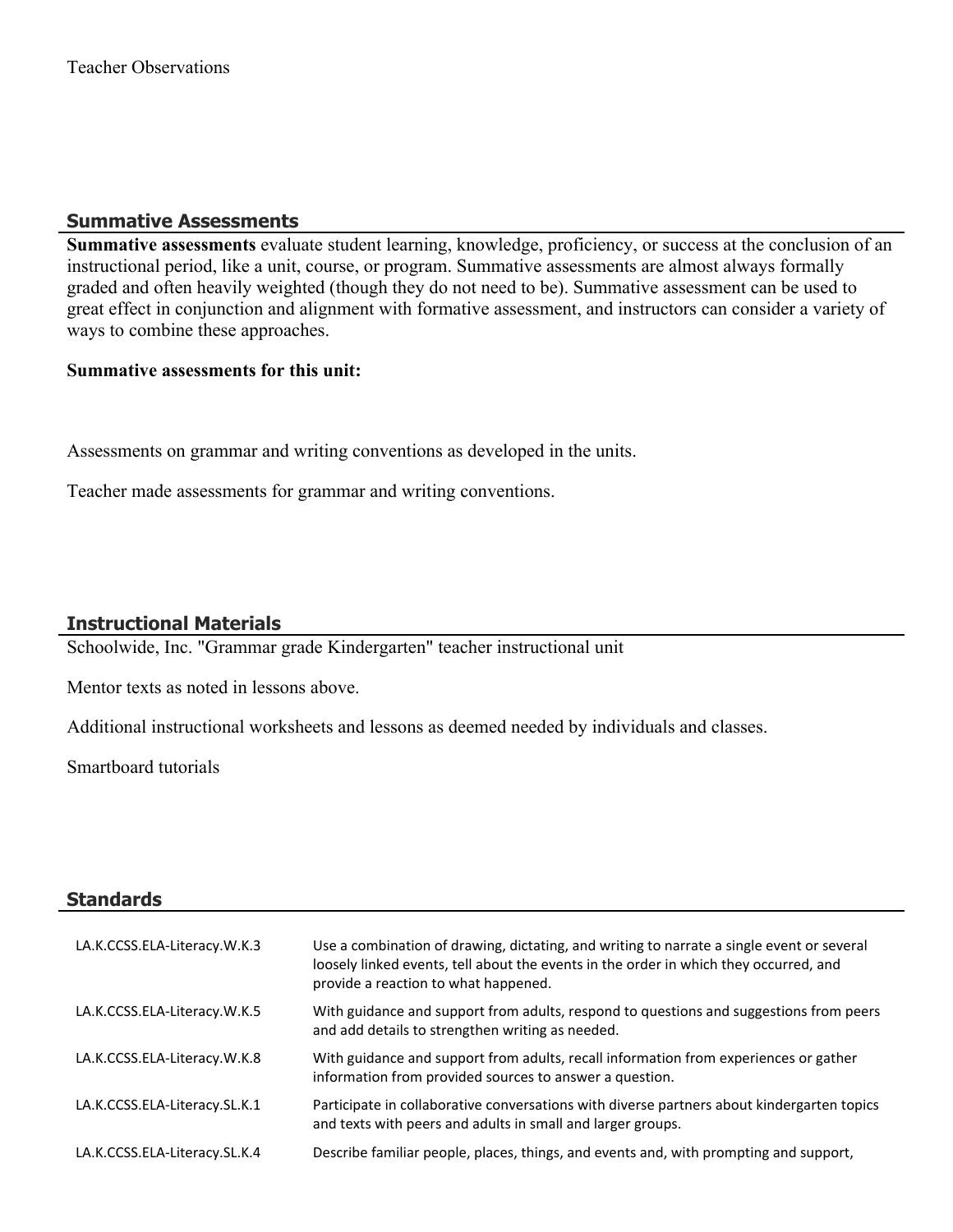Teacher Observations

## Summative Assessments

**Summative assessments** evaluate student learning, knowledge, proficiency, or success at the conclusion of an instructional period, like a unit, course, or program. Summative assessments are almost always formally graded and often heavily weighted (though they do not need to be). Summative assessment can be used to great effect in conjunction and alignment with formative assessment, and instructors can consider a variety of ways to combine these approaches.

**Summative assessments for this unit:**

Assessments on grammar and writing conventions as developed in the units.

Teacher made assessments for grammar and writing conventions.

## Instructional Materials

Schoolwide, Inc. "Grammar grade Kindergarten" teacher instructional unit

Mentor texts as noted in lessons above.

Additional instructional worksheets and lessons as deemed needed by individuals and classes.

Smartboard tutorials

## Standards

| | |
|---|---|
| LA.K.CCSS.ELA-Literacy.W.K.3 | Use a combination of drawing, dictating, and writing to narrate a single event or several loosely linked events, tell about the events in the order in which they occurred, and provide a reaction to what happened. |
| LA.K.CCSS.ELA-Literacy.W.K.5 | With guidance and support from adults, respond to questions and suggestions from peers and add details to strengthen writing as needed. |
| LA.K.CCSS.ELA-Literacy.W.K.8 | With guidance and support from adults, recall information from experiences or gather information from provided sources to answer a question. |
| LA.K.CCSS.ELA-Literacy.SL.K.1 | Participate in collaborative conversations with diverse partners about kindergarten topics and texts with peers and adults in small and larger groups. |
| LA.K.CCSS.ELA-Literacy.SL.K.4 | Describe familiar people, places, things, and events and, with prompting and support, |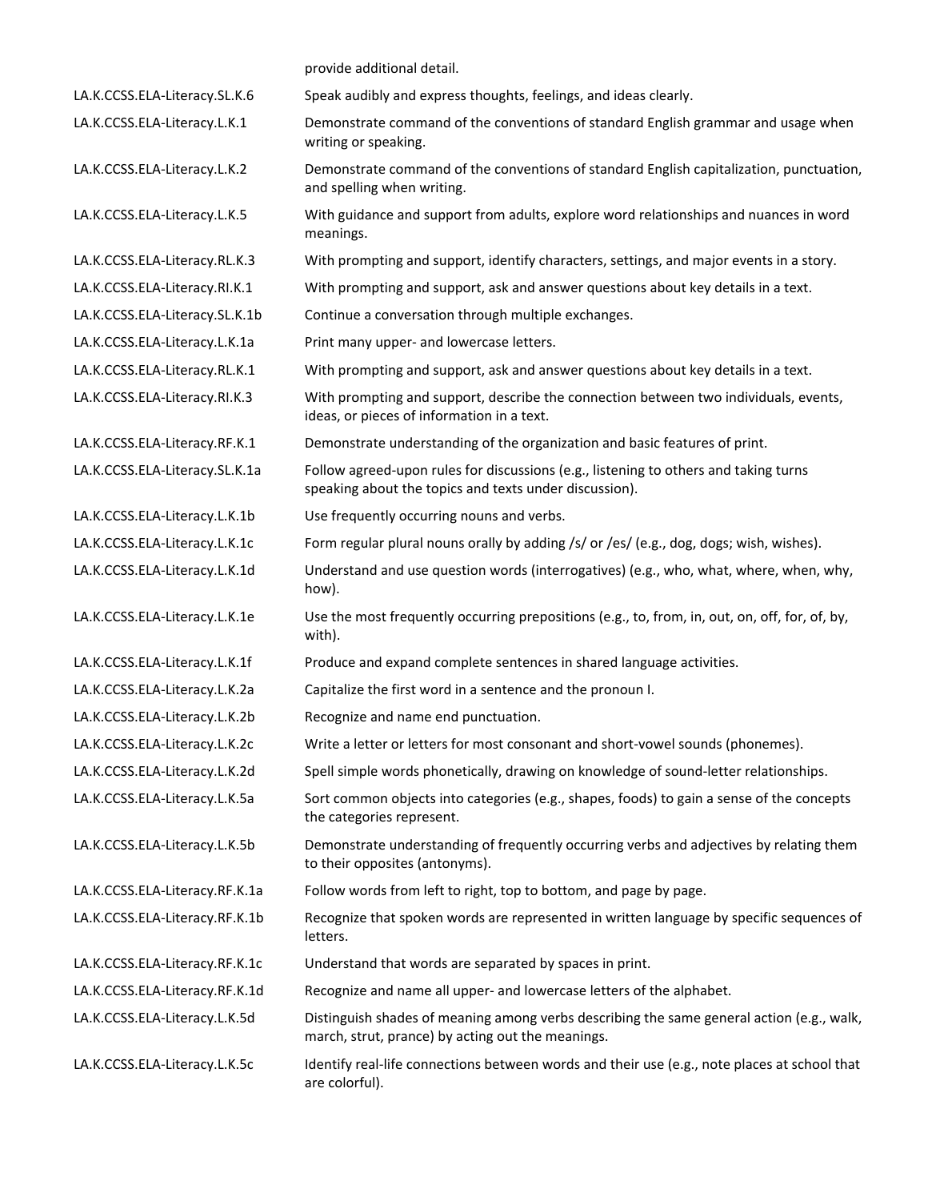| | |
|---|---|
| | provide additional detail. |
| LA.K.CCSS.ELA-Literacy.SL.K.6 | Speak audibly and express thoughts, feelings, and ideas clearly. |
| LA.K.CCSS.ELA-Literacy.L.K.1 | Demonstrate command of the conventions of standard English grammar and usage when writing or speaking. |
| LA.K.CCSS.ELA-Literacy.L.K.2 | Demonstrate command of the conventions of standard English capitalization, punctuation, and spelling when writing. |
| LA.K.CCSS.ELA-Literacy.L.K.5 | With guidance and support from adults, explore word relationships and nuances in word meanings. |
| LA.K.CCSS.ELA-Literacy.RL.K.3 | With prompting and support, identify characters, settings, and major events in a story. |
| LA.K.CCSS.ELA-Literacy.RI.K.1 | With prompting and support, ask and answer questions about key details in a text. |
| LA.K.CCSS.ELA-Literacy.SL.K.1b | Continue a conversation through multiple exchanges. |
| LA.K.CCSS.ELA-Literacy.L.K.1a | Print many upper- and lowercase letters. |
| LA.K.CCSS.ELA-Literacy.RL.K.1 | With prompting and support, ask and answer questions about key details in a text. |
| LA.K.CCSS.ELA-Literacy.RI.K.3 | With prompting and support, describe the connection between two individuals, events, ideas, or pieces of information in a text. |
| LA.K.CCSS.ELA-Literacy.RF.K.1 | Demonstrate understanding of the organization and basic features of print. |
| LA.K.CCSS.ELA-Literacy.SL.K.1a | Follow agreed-upon rules for discussions (e.g., listening to others and taking turns speaking about the topics and texts under discussion). |
| LA.K.CCSS.ELA-Literacy.L.K.1b | Use frequently occurring nouns and verbs. |
| LA.K.CCSS.ELA-Literacy.L.K.1c | Form regular plural nouns orally by adding /s/ or /es/ (e.g., dog, dogs; wish, wishes). |
| LA.K.CCSS.ELA-Literacy.L.K.1d | Understand and use question words (interrogatives) (e.g., who, what, where, when, why, how). |
| LA.K.CCSS.ELA-Literacy.L.K.1e | Use the most frequently occurring prepositions (e.g., to, from, in, out, on, off, for, of, by, with). |
| LA.K.CCSS.ELA-Literacy.L.K.1f | Produce and expand complete sentences in shared language activities. |
| LA.K.CCSS.ELA-Literacy.L.K.2a | Capitalize the first word in a sentence and the pronoun I. |
| LA.K.CCSS.ELA-Literacy.L.K.2b | Recognize and name end punctuation. |
| LA.K.CCSS.ELA-Literacy.L.K.2c | Write a letter or letters for most consonant and short-vowel sounds (phonemes). |
| LA.K.CCSS.ELA-Literacy.L.K.2d | Spell simple words phonetically, drawing on knowledge of sound-letter relationships. |
| LA.K.CCSS.ELA-Literacy.L.K.5a | Sort common objects into categories (e.g., shapes, foods) to gain a sense of the concepts the categories represent. |
| LA.K.CCSS.ELA-Literacy.L.K.5b | Demonstrate understanding of frequently occurring verbs and adjectives by relating them to their opposites (antonyms). |
| LA.K.CCSS.ELA-Literacy.RF.K.1a | Follow words from left to right, top to bottom, and page by page. |
| LA.K.CCSS.ELA-Literacy.RF.K.1b | Recognize that spoken words are represented in written language by specific sequences of letters. |
| LA.K.CCSS.ELA-Literacy.RF.K.1c | Understand that words are separated by spaces in print. |
| LA.K.CCSS.ELA-Literacy.RF.K.1d | Recognize and name all upper- and lowercase letters of the alphabet. |
| LA.K.CCSS.ELA-Literacy.L.K.5d | Distinguish shades of meaning among verbs describing the same general action (e.g., walk, march, strut, prance) by acting out the meanings. |
| LA.K.CCSS.ELA-Literacy.L.K.5c | Identify real-life connections between words and their use (e.g., note places at school that are colorful). |